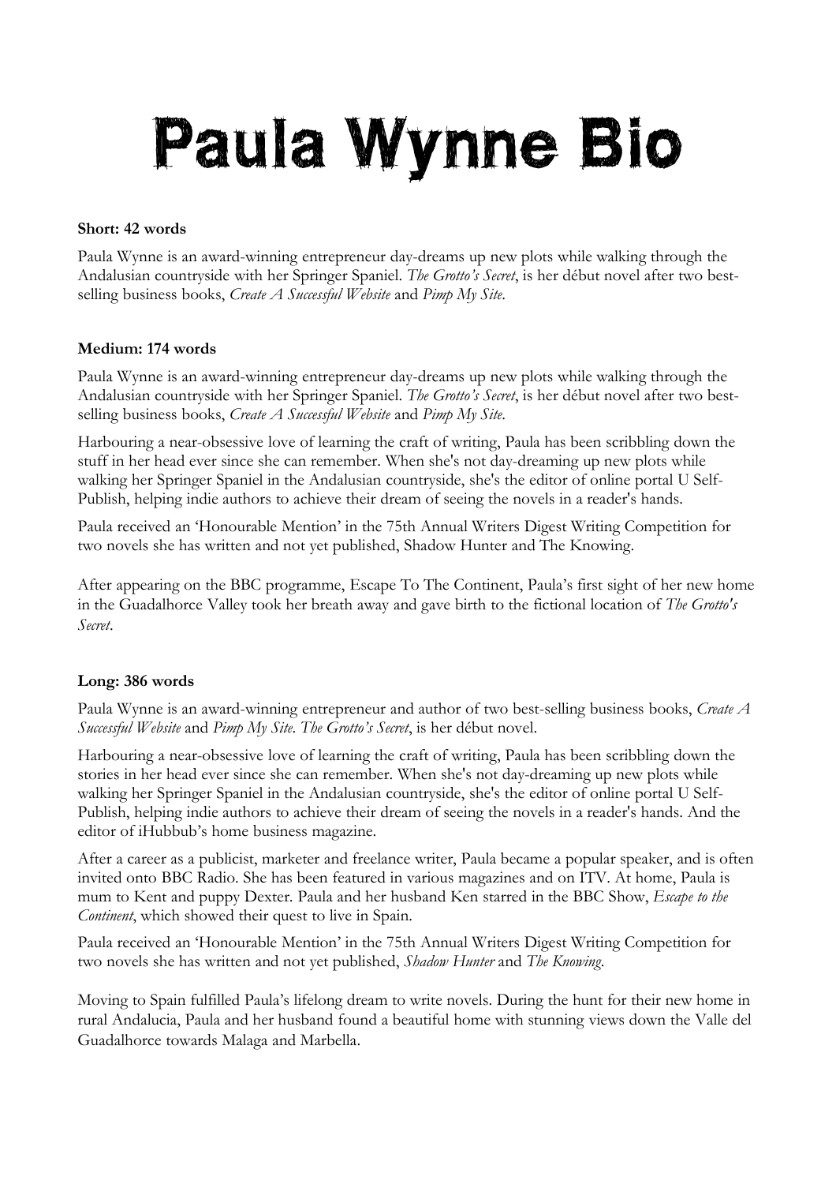# Paula Wynne Bio

**Short: 42 words**

Paula Wynne is an award-winning entrepreneur day-dreams up new plots while walking through the Andalusian countryside with her Springer Spaniel. *The Grotto's Secret*, is her début novel after two best-selling business books, *Create A Successful Website* and *Pimp My Site*.

**Medium: 174 words**

Paula Wynne is an award-winning entrepreneur day-dreams up new plots while walking through the Andalusian countryside with her Springer Spaniel. *The Grotto's Secret*, is her début novel after two best-selling business books, *Create A Successful Website* and *Pimp My Site*.

Harbouring a near-obsessive love of learning the craft of writing, Paula has been scribbling down the stuff in her head ever since she can remember. When she's not day-dreaming up new plots while walking her Springer Spaniel in the Andalusian countryside, she's the editor of online portal U Self-Publish, helping indie authors to achieve their dream of seeing the novels in a reader's hands.

Paula received an 'Honourable Mention' in the 75th Annual Writers Digest Writing Competition for two novels she has written and not yet published, Shadow Hunter and The Knowing.

After appearing on the BBC programme, Escape To The Continent, Paula's first sight of her new home in the Guadalhorce Valley took her breath away and gave birth to the fictional location of *The Grotto's Secret*.

**Long: 386 words**

Paula Wynne is an award-winning entrepreneur and author of two best-selling business books, *Create A Successful Website* and *Pimp My Site*. *The Grotto's Secret*, is her début novel.

Harbouring a near-obsessive love of learning the craft of writing, Paula has been scribbling down the stories in her head ever since she can remember. When she's not day-dreaming up new plots while walking her Springer Spaniel in the Andalusian countryside, she's the editor of online portal U Self-Publish, helping indie authors to achieve their dream of seeing the novels in a reader's hands. And the editor of iHubbub's home business magazine.

After a career as a publicist, marketer and freelance writer, Paula became a popular speaker, and is often invited onto BBC Radio. She has been featured in various magazines and on ITV. At home, Paula is mum to Kent and puppy Dexter. Paula and her husband Ken starred in the BBC Show, *Escape to the Continent*, which showed their quest to live in Spain.

Paula received an 'Honourable Mention' in the 75th Annual Writers Digest Writing Competition for two novels she has written and not yet published, *Shadow Hunter* and *The Knowing*.

Moving to Spain fulfilled Paula's lifelong dream to write novels. During the hunt for their new home in rural Andalucia, Paula and her husband found a beautiful home with stunning views down the Valle del Guadalhorce towards Malaga and Marbella.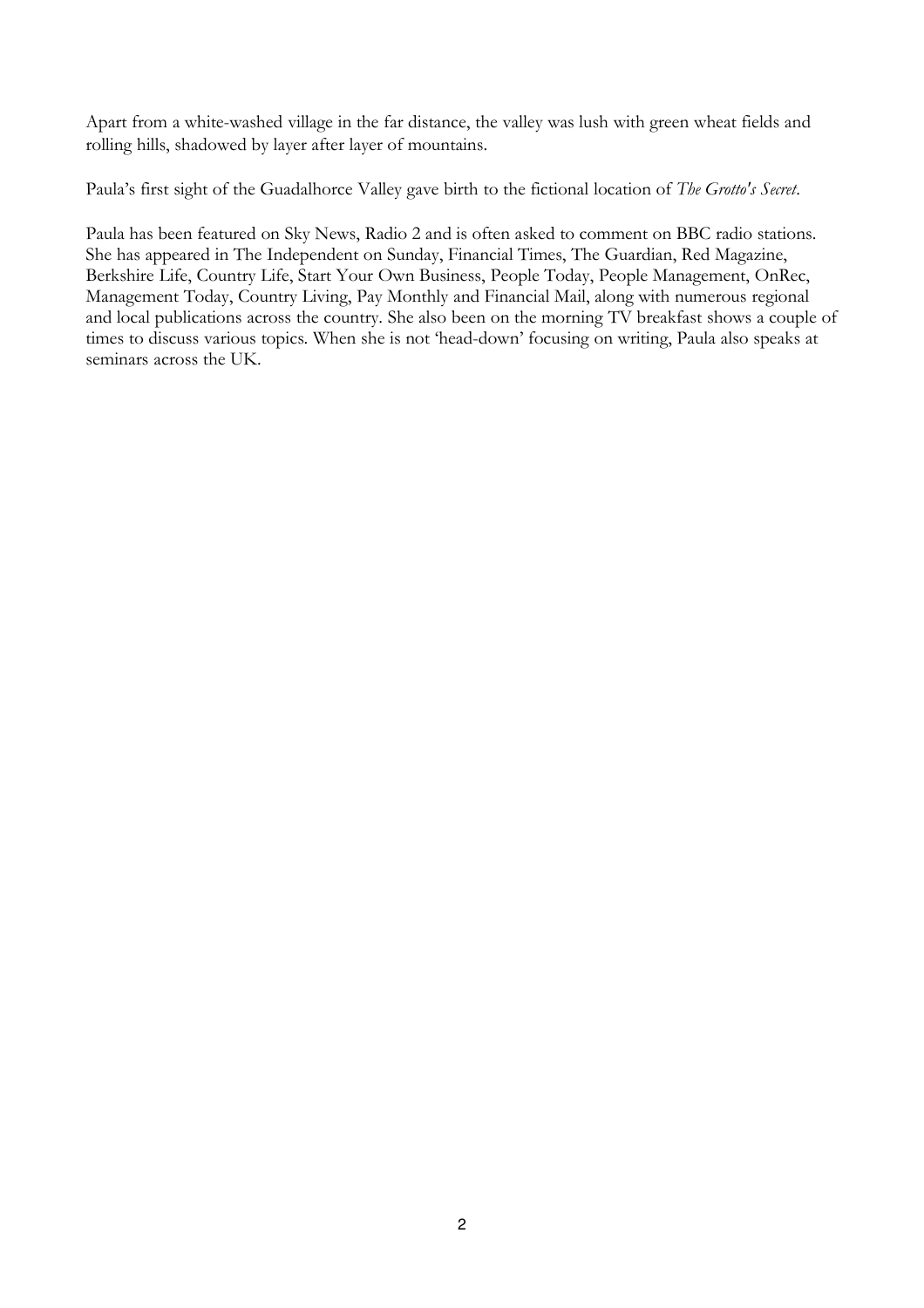Apart from a white-washed village in the far distance, the valley was lush with green wheat fields and rolling hills, shadowed by layer after layer of mountains.

Paula's first sight of the Guadalhorce Valley gave birth to the fictional location of *The Grotto's Secret*.

Paula has been featured on Sky News, Radio 2 and is often asked to comment on BBC radio stations. She has appeared in The Independent on Sunday, Financial Times, The Guardian, Red Magazine, Berkshire Life, Country Life, Start Your Own Business, People Today, People Management, OnRec, Management Today, Country Living, Pay Monthly and Financial Mail, along with numerous regional and local publications across the country. She also been on the morning TV breakfast shows a couple of times to discuss various topics. When she is not 'head-down' focusing on writing, Paula also speaks at seminars across the UK.